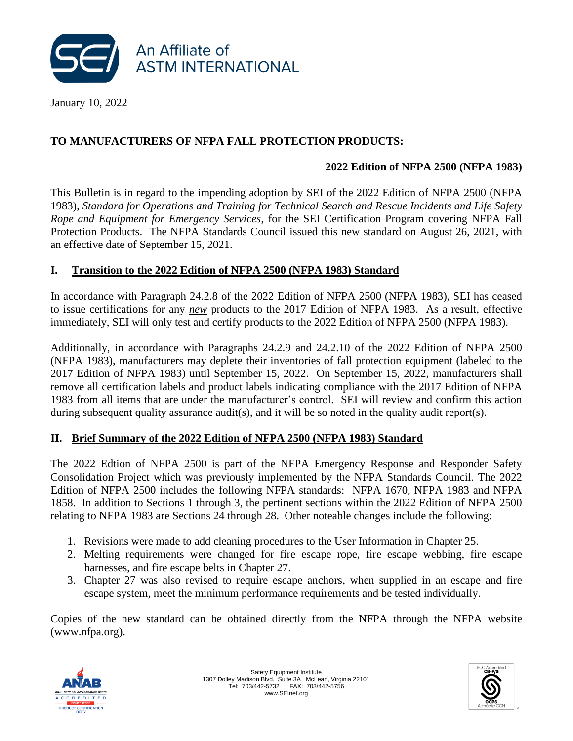An Affiliate of ASTM INTERNATIONAL

January 10, 2022

**TO MANUFACTURERS OF NFPA FALL PROTECTION PRODUCTS:**

**2022 Edition of NFPA 2500 (NFPA 1983)**

This Bulletin is in regard to the impending adoption by SEI of the 2022 Edition of NFPA 2500 (NFPA 1983), *Standard for Operations and Training for Technical Search and Rescue Incidents and Life Safety Rope and Equipment for Emergency Services*, for the SEI Certification Program covering NFPA Fall Protection Products. The NFPA Standards Council issued this new standard on August 26, 2021, with an effective date of September 15, 2021.

## I. Transition to the 2022 Edition of NFPA 2500 (NFPA 1983) Standard

In accordance with Paragraph 24.2.8 of the 2022 Edition of NFPA 2500 (NFPA 1983), SEI has ceased to issue certifications for any ***new*** products to the 2017 Edition of NFPA 1983. As a result, effective immediately, SEI will only test and certify products to the 2022 Edition of NFPA 2500 (NFPA 1983).

Additionally, in accordance with Paragraphs 24.2.9 and 24.2.10 of the 2022 Edition of NFPA 2500 (NFPA 1983), manufacturers may deplete their inventories of fall protection equipment (labeled to the 2017 Edition of NFPA 1983) until September 15, 2022. On September 15, 2022, manufacturers shall remove all certification labels and product labels indicating compliance with the 2017 Edition of NFPA 1983 from all items that are under the manufacturer's control. SEI will review and confirm this action during subsequent quality assurance audit(s), and it will be so noted in the quality audit report(s).

## II. Brief Summary of the 2022 Edition of NFPA 2500 (NFPA 1983) Standard

The 2022 Edtion of NFPA 2500 is part of the NFPA Emergency Response and Responder Safety Consolidation Project which was previously implemented by the NFPA Standards Council. The 2022 Edition of NFPA 2500 includes the following NFPA standards: NFPA 1670, NFPA 1983 and NFPA 1858. In addition to Sections 1 through 3, the pertinent sections within the 2022 Edition of NFPA 2500 relating to NFPA 1983 are Sections 24 through 28. Other noteable changes include the following:

1. Revisions were made to add cleaning procedures to the User Information in Chapter 25.
2. Melting requirements were changed for fire escape rope, fire escape webbing, fire escape harnesses, and fire escape belts in Chapter 27.
3. Chapter 27 was also revised to require escape anchors, when supplied in an escape and fire escape system, meet the minimum performance requirements and be tested individually.

Copies of the new standard can be obtained directly from the NFPA through the NFPA website (www.nfpa.org).

Safety Equipment Institute
1307 Dolley Madison Blvd. Suite 3A McLean, Virginia 22101
Tel: 703/442-5732 FAX: 703/442-5756
www.SEInet.org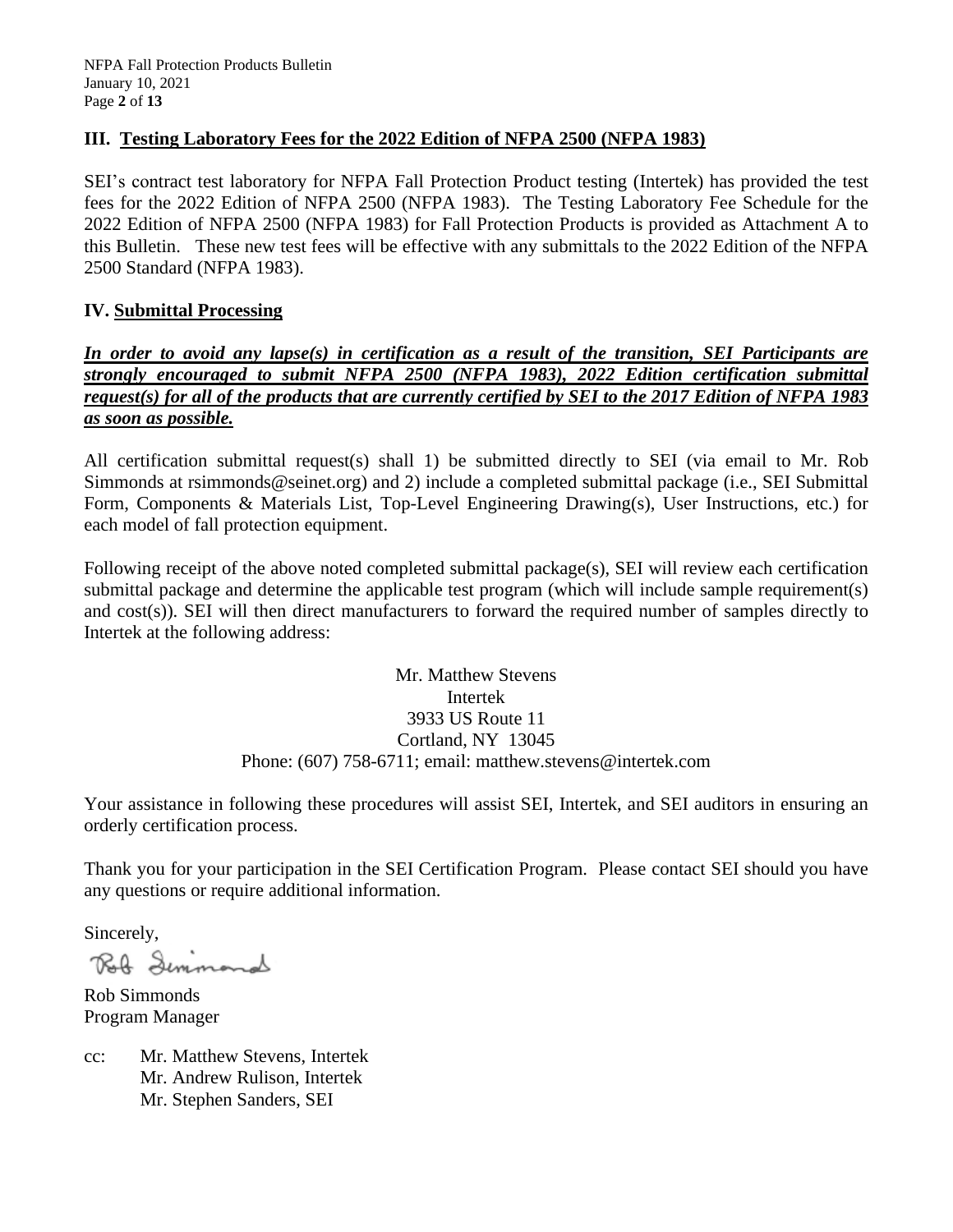## III. Testing Laboratory Fees for the 2022 Edition of NFPA 2500 (NFPA 1983)

SEI's contract test laboratory for NFPA Fall Protection Product testing (Intertek) has provided the test fees for the 2022 Edition of NFPA 2500 (NFPA 1983). The Testing Laboratory Fee Schedule for the 2022 Edition of NFPA 2500 (NFPA 1983) for Fall Protection Products is provided as Attachment A to this Bulletin. These new test fees will be effective with any submittals to the 2022 Edition of the NFPA 2500 Standard (NFPA 1983).

## IV. Submittal Processing

***In order to avoid any lapse(s) in certification as a result of the transition, SEI Participants are strongly encouraged to submit NFPA 2500 (NFPA 1983), 2022 Edition certification submittal request(s) for all of the products that are currently certified by SEI to the 2017 Edition of NFPA 1983 as soon as possible.***

All certification submittal request(s) shall 1) be submitted directly to SEI (via email to Mr. Rob Simmonds at rsimmonds@seinet.org) and 2) include a completed submittal package (i.e., SEI Submittal Form, Components & Materials List, Top-Level Engineering Drawing(s), User Instructions, etc.) for each model of fall protection equipment.

Following receipt of the above noted completed submittal package(s), SEI will review each certification submittal package and determine the applicable test program (which will include sample requirement(s) and cost(s)). SEI will then direct manufacturers to forward the required number of samples directly to Intertek at the following address:

Mr. Matthew Stevens
Intertek
3933 US Route 11
Cortland, NY 13045
Phone: (607) 758-6711; email: matthew.stevens@intertek.com

Your assistance in following these procedures will assist SEI, Intertek, and SEI auditors in ensuring an orderly certification process.

Thank you for your participation in the SEI Certification Program. Please contact SEI should you have any questions or require additional information.

Sincerely,

Rob Simmonds

Rob Simmonds
Program Manager

cc: Mr. Matthew Stevens, Intertek
Mr. Andrew Rulison, Intertek
Mr. Stephen Sanders, SEI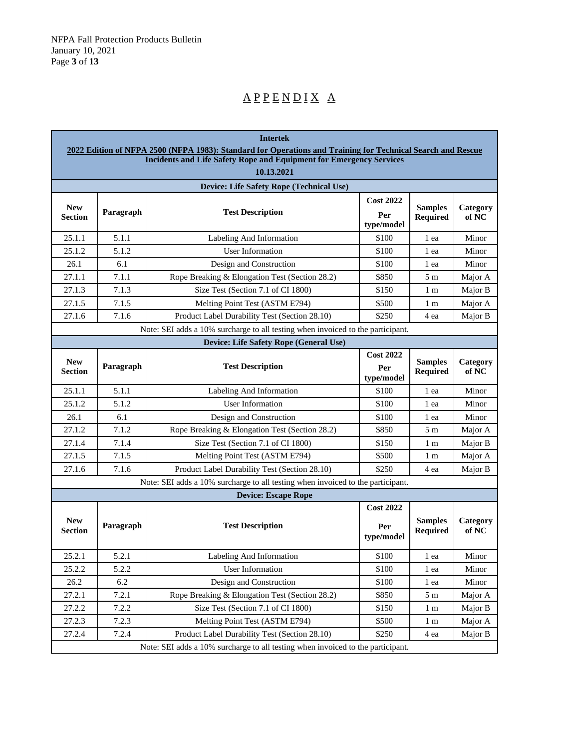# APPENDIX A

**Intertek**

**2022 Edition of NFPA 2500 (NFPA 1983): Standard for Operations and Training for Technical Search and Rescue Incidents and Life Safety Rope and Equipment for Emergency Services**

**10.13.2021**

**Device: Life Safety Rope (Technical Use)**

| New Section | Paragraph | Test Description | Cost 2022 Per type/model | Samples Required | Category of NC |
|---|---|---|---|---|---|
| 25.1.1 | 5.1.1 | Labeling And Information | $100 | 1 ea | Minor |
| 25.1.2 | 5.1.2 | User Information | $100 | 1 ea | Minor |
| 26.1 | 6.1 | Design and Construction | $100 | 1 ea | Minor |
| 27.1.1 | 7.1.1 | Rope Breaking & Elongation Test (Section 28.2) | $850 | 5 m | Major A |
| 27.1.3 | 7.1.3 | Size Test (Section 7.1 of CI 1800) | $150 | 1 m | Major B |
| 27.1.5 | 7.1.5 | Melting Point Test (ASTM E794) | $500 | 1 m | Major A |
| 27.1.6 | 7.1.6 | Product Label Durability Test (Section 28.10) | $250 | 4 ea | Major B |

Note: SEI adds a 10% surcharge to all testing when invoiced to the participant.

**Device: Life Safety Rope (General Use)**

| New Section | Paragraph | Test Description | Cost 2022 Per type/model | Samples Required | Category of NC |
|---|---|---|---|---|---|
| 25.1.1 | 5.1.1 | Labeling And Information | $100 | 1 ea | Minor |
| 25.1.2 | 5.1.2 | User Information | $100 | 1 ea | Minor |
| 26.1 | 6.1 | Design and Construction | $100 | 1 ea | Minor |
| 27.1.2 | 7.1.2 | Rope Breaking & Elongation Test (Section 28.2) | $850 | 5 m | Major A |
| 27.1.4 | 7.1.4 | Size Test (Section 7.1 of CI 1800) | $150 | 1 m | Major B |
| 27.1.5 | 7.1.5 | Melting Point Test (ASTM E794) | $500 | 1 m | Major A |
| 27.1.6 | 7.1.6 | Product Label Durability Test (Section 28.10) | $250 | 4 ea | Major B |

Note: SEI adds a 10% surcharge to all testing when invoiced to the participant.

**Device: Escape Rope**

| New Section | Paragraph | Test Description | Cost 2022 Per type/model | Samples Required | Category of NC |
|---|---|---|---|---|---|
| 25.2.1 | 5.2.1 | Labeling And Information | $100 | 1 ea | Minor |
| 25.2.2 | 5.2.2 | User Information | $100 | 1 ea | Minor |
| 26.2 | 6.2 | Design and Construction | $100 | 1 ea | Minor |
| 27.2.1 | 7.2.1 | Rope Breaking & Elongation Test (Section 28.2) | $850 | 5 m | Major A |
| 27.2.2 | 7.2.2 | Size Test (Section 7.1 of CI 1800) | $150 | 1 m | Major B |
| 27.2.3 | 7.2.3 | Melting Point Test (ASTM E794) | $500 | 1 m | Major A |
| 27.2.4 | 7.2.4 | Product Label Durability Test (Section 28.10) | $250 | 4 ea | Major B |

Note: SEI adds a 10% surcharge to all testing when invoiced to the participant.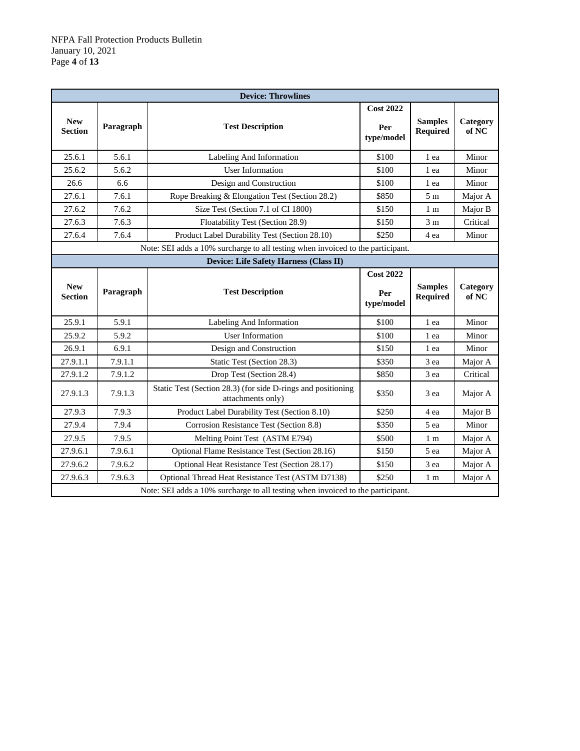| Device: Throwlines | | | | | |
|---|---|---|---|---|---|
| **New Section** | **Paragraph** | **Test Description** | **Cost 2022 Per type/model** | **Samples Required** | **Category of NC** |
| 25.6.1 | 5.6.1 | Labeling And Information | $100 | 1 ea | Minor |
| 25.6.2 | 5.6.2 | User Information | $100 | 1 ea | Minor |
| 26.6 | 6.6 | Design and Construction | $100 | 1 ea | Minor |
| 27.6.1 | 7.6.1 | Rope Breaking & Elongation Test (Section 28.2) | $850 | 5 m | Major A |
| 27.6.2 | 7.6.2 | Size Test (Section 7.1 of CI 1800) | $150 | 1 m | Major B |
| 27.6.3 | 7.6.3 | Floatability Test (Section 28.9) | $150 | 3 m | Critical |
| 27.6.4 | 7.6.4 | Product Label Durability Test (Section 28.10) | $250 | 4 ea | Minor |
| Note: SEI adds a 10% surcharge to all testing when invoiced to the participant. | | | | | |

| Device: Life Safety Harness (Class II) | | | | | |
|---|---|---|---|---|---|
| **New Section** | **Paragraph** | **Test Description** | **Cost 2022 Per type/model** | **Samples Required** | **Category of NC** |
| 25.9.1 | 5.9.1 | Labeling And Information | $100 | 1 ea | Minor |
| 25.9.2 | 5.9.2 | User Information | $100 | 1 ea | Minor |
| 26.9.1 | 6.9.1 | Design and Construction | $150 | 1 ea | Minor |
| 27.9.1.1 | 7.9.1.1 | Static Test (Section 28.3) | $350 | 3 ea | Major A |
| 27.9.1.2 | 7.9.1.2 | Drop Test (Section 28.4) | $850 | 3 ea | Critical |
| 27.9.1.3 | 7.9.1.3 | Static Test (Section 28.3) (for side D-rings and positioning attachments only) | $350 | 3 ea | Major A |
| 27.9.3 | 7.9.3 | Product Label Durability Test (Section 8.10) | $250 | 4 ea | Major B |
| 27.9.4 | 7.9.4 | Corrosion Resistance Test (Section 8.8) | $350 | 5 ea | Minor |
| 27.9.5 | 7.9.5 | Melting Point Test (ASTM E794) | $500 | 1 m | Major A |
| 27.9.6.1 | 7.9.6.1 | Optional Flame Resistance Test (Section 28.16) | $150 | 5 ea | Major A |
| 27.9.6.2 | 7.9.6.2 | Optional Heat Resistance Test (Section 28.17) | $150 | 3 ea | Major A |
| 27.9.6.3 | 7.9.6.3 | Optional Thread Heat Resistance Test (ASTM D7138) | $250 | 1 m | Major A |
| Note: SEI adds a 10% surcharge to all testing when invoiced to the participant. | | | | | |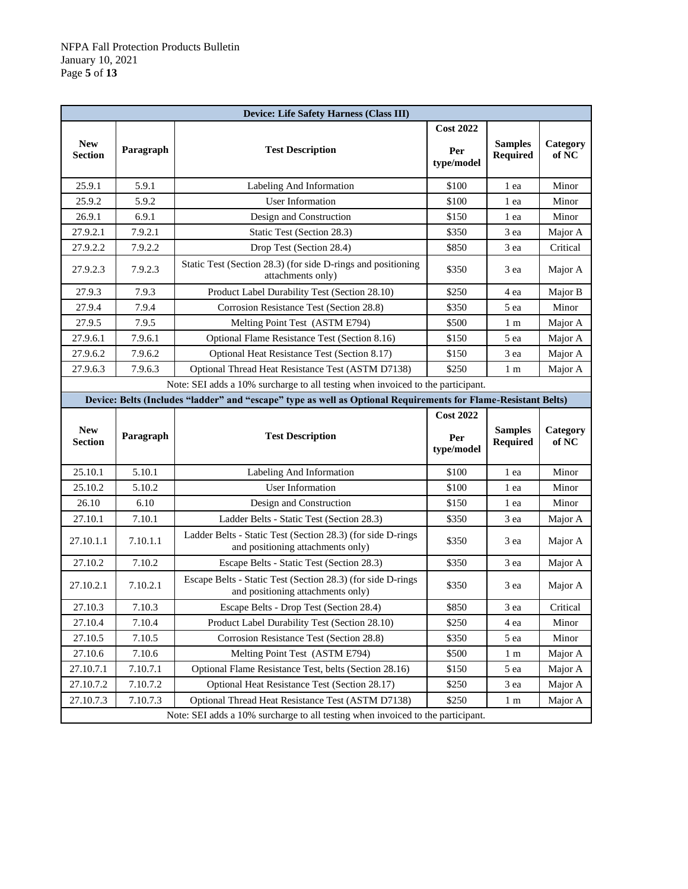| Device: Life Safety Harness (Class III) | | | | | |
|---|---|---|---|---|---|
| **New Section** | **Paragraph** | **Test Description** | **Cost 2022 Per type/model** | **Samples Required** | **Category of NC** |
| 25.9.1 | 5.9.1 | Labeling And Information | $100 | 1 ea | Minor |
| 25.9.2 | 5.9.2 | User Information | $100 | 1 ea | Minor |
| 26.9.1 | 6.9.1 | Design and Construction | $150 | 1 ea | Minor |
| 27.9.2.1 | 7.9.2.1 | Static Test (Section 28.3) | $350 | 3 ea | Major A |
| 27.9.2.2 | 7.9.2.2 | Drop Test (Section 28.4) | $850 | 3 ea | Critical |
| 27.9.2.3 | 7.9.2.3 | Static Test (Section 28.3) (for side D-rings and positioning attachments only) | $350 | 3 ea | Major A |
| 27.9.3 | 7.9.3 | Product Label Durability Test (Section 28.10) | $250 | 4 ea | Major B |
| 27.9.4 | 7.9.4 | Corrosion Resistance Test (Section 28.8) | $350 | 5 ea | Minor |
| 27.9.5 | 7.9.5 | Melting Point Test (ASTM E794) | $500 | 1 m | Major A |
| 27.9.6.1 | 7.9.6.1 | Optional Flame Resistance Test (Section 8.16) | $150 | 5 ea | Major A |
| 27.9.6.2 | 7.9.6.2 | Optional Heat Resistance Test (Section 8.17) | $150 | 3 ea | Major A |
| 27.9.6.3 | 7.9.6.3 | Optional Thread Heat Resistance Test (ASTM D7138) | $250 | 1 m | Major A |
| Note: SEI adds a 10% surcharge to all testing when invoiced to the participant. | | | | | |

| Device: Belts (Includes "ladder" and "escape" type as well as Optional Requirements for Flame-Resistant Belts) | | | | | |
|---|---|---|---|---|---|
| **New Section** | **Paragraph** | **Test Description** | **Cost 2022 Per type/model** | **Samples Required** | **Category of NC** |
| 25.10.1 | 5.10.1 | Labeling And Information | $100 | 1 ea | Minor |
| 25.10.2 | 5.10.2 | User Information | $100 | 1 ea | Minor |
| 26.10 | 6.10 | Design and Construction | $150 | 1 ea | Minor |
| 27.10.1 | 7.10.1 | Ladder Belts - Static Test (Section 28.3) | $350 | 3 ea | Major A |
| 27.10.1.1 | 7.10.1.1 | Ladder Belts - Static Test (Section 28.3) (for side D-rings and positioning attachments only) | $350 | 3 ea | Major A |
| 27.10.2 | 7.10.2 | Escape Belts - Static Test (Section 28.3) | $350 | 3 ea | Major A |
| 27.10.2.1 | 7.10.2.1 | Escape Belts - Static Test (Section 28.3) (for side D-rings and positioning attachments only) | $350 | 3 ea | Major A |
| 27.10.3 | 7.10.3 | Escape Belts - Drop Test (Section 28.4) | $850 | 3 ea | Critical |
| 27.10.4 | 7.10.4 | Product Label Durability Test (Section 28.10) | $250 | 4 ea | Minor |
| 27.10.5 | 7.10.5 | Corrosion Resistance Test (Section 28.8) | $350 | 5 ea | Minor |
| 27.10.6 | 7.10.6 | Melting Point Test (ASTM E794) | $500 | 1 m | Major A |
| 27.10.7.1 | 7.10.7.1 | Optional Flame Resistance Test, belts (Section 28.16) | $150 | 5 ea | Major A |
| 27.10.7.2 | 7.10.7.2 | Optional Heat Resistance Test (Section 28.17) | $250 | 3 ea | Major A |
| 27.10.7.3 | 7.10.7.3 | Optional Thread Heat Resistance Test (ASTM D7138) | $250 | 1 m | Major A |
| Note: SEI adds a 10% surcharge to all testing when invoiced to the participant. | | | | | |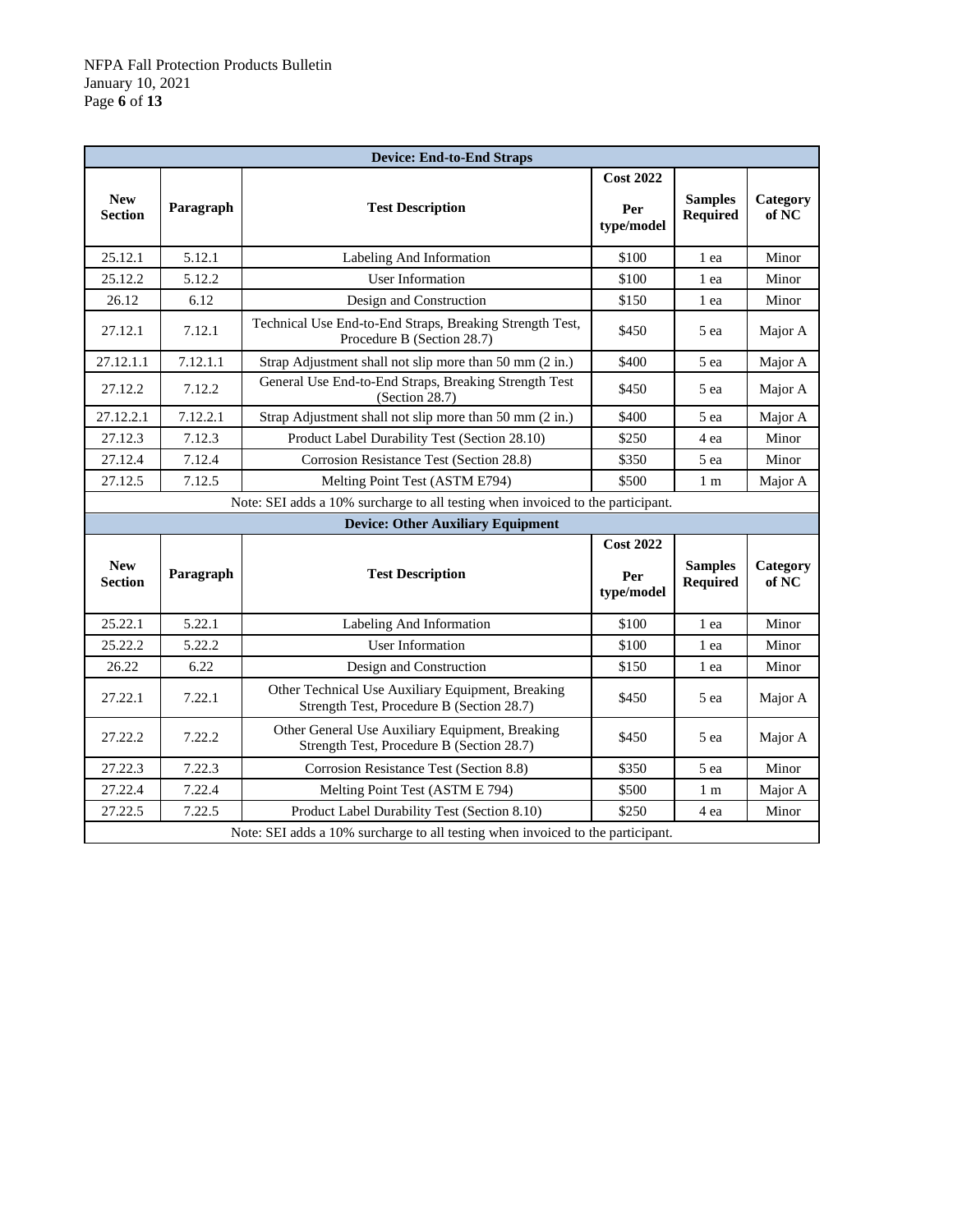| Device: End-to-End Straps | | | | | |
|---|---|---|---|---|---|
| New Section | Paragraph | Test Description | Cost 2022 Per type/model | Samples Required | Category of NC |
| 25.12.1 | 5.12.1 | Labeling And Information | $100 | 1 ea | Minor |
| 25.12.2 | 5.12.2 | User Information | $100 | 1 ea | Minor |
| 26.12 | 6.12 | Design and Construction | $150 | 1 ea | Minor |
| 27.12.1 | 7.12.1 | Technical Use End-to-End Straps, Breaking Strength Test, Procedure B (Section 28.7) | $450 | 5 ea | Major A |
| 27.12.1.1 | 7.12.1.1 | Strap Adjustment shall not slip more than 50 mm (2 in.) | $400 | 5 ea | Major A |
| 27.12.2 | 7.12.2 | General Use End-to-End Straps, Breaking Strength Test (Section 28.7) | $450 | 5 ea | Major A |
| 27.12.2.1 | 7.12.2.1 | Strap Adjustment shall not slip more than 50 mm (2 in.) | $400 | 5 ea | Major A |
| 27.12.3 | 7.12.3 | Product Label Durability Test (Section 28.10) | $250 | 4 ea | Minor |
| 27.12.4 | 7.12.4 | Corrosion Resistance Test (Section 28.8) | $350 | 5 ea | Minor |
| 27.12.5 | 7.12.5 | Melting Point Test (ASTM E794) | $500 | 1 m | Major A |
| Note: SEI adds a 10% surcharge to all testing when invoiced to the participant. | | | | | |

| Device: Other Auxiliary Equipment | | | | | |
|---|---|---|---|---|---|
| New Section | Paragraph | Test Description | Cost 2022 Per type/model | Samples Required | Category of NC |
| 25.22.1 | 5.22.1 | Labeling And Information | $100 | 1 ea | Minor |
| 25.22.2 | 5.22.2 | User Information | $100 | 1 ea | Minor |
| 26.22 | 6.22 | Design and Construction | $150 | 1 ea | Minor |
| 27.22.1 | 7.22.1 | Other Technical Use Auxiliary Equipment, Breaking Strength Test, Procedure B (Section 28.7) | $450 | 5 ea | Major A |
| 27.22.2 | 7.22.2 | Other General Use Auxiliary Equipment, Breaking Strength Test, Procedure B (Section 28.7) | $450 | 5 ea | Major A |
| 27.22.3 | 7.22.3 | Corrosion Resistance Test (Section 8.8) | $350 | 5 ea | Minor |
| 27.22.4 | 7.22.4 | Melting Point Test (ASTM E 794) | $500 | 1 m | Major A |
| 27.22.5 | 7.22.5 | Product Label Durability Test (Section 8.10) | $250 | 4 ea | Minor |
| Note: SEI adds a 10% surcharge to all testing when invoiced to the participant. | | | | | |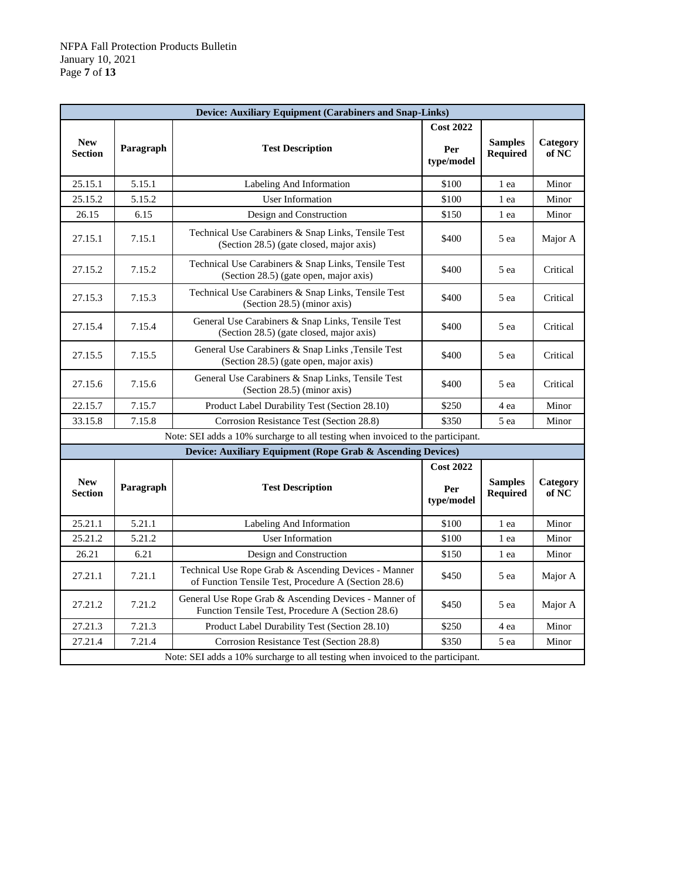| Device: Auxiliary Equipment (Carabiners and Snap-Links) | | | | | |
|---|---|---|---|---|---|
| **New Section** | **Paragraph** | **Test Description** | **Cost 2022 Per type/model** | **Samples Required** | **Category of NC** |
| 25.15.1 | 5.15.1 | Labeling And Information | $100 | 1 ea | Minor |
| 25.15.2 | 5.15.2 | User Information | $100 | 1 ea | Minor |
| 26.15 | 6.15 | Design and Construction | $150 | 1 ea | Minor |
| 27.15.1 | 7.15.1 | Technical Use Carabiners & Snap Links, Tensile Test (Section 28.5) (gate closed, major axis) | $400 | 5 ea | Major A |
| 27.15.2 | 7.15.2 | Technical Use Carabiners & Snap Links, Tensile Test (Section 28.5) (gate open, major axis) | $400 | 5 ea | Critical |
| 27.15.3 | 7.15.3 | Technical Use Carabiners & Snap Links, Tensile Test (Section 28.5) (minor axis) | $400 | 5 ea | Critical |
| 27.15.4 | 7.15.4 | General Use Carabiners & Snap Links, Tensile Test (Section 28.5) (gate closed, major axis) | $400 | 5 ea | Critical |
| 27.15.5 | 7.15.5 | General Use Carabiners & Snap Links ,Tensile Test (Section 28.5) (gate open, major axis) | $400 | 5 ea | Critical |
| 27.15.6 | 7.15.6 | General Use Carabiners & Snap Links, Tensile Test (Section 28.5) (minor axis) | $400 | 5 ea | Critical |
| 22.15.7 | 7.15.7 | Product Label Durability Test (Section 28.10) | $250 | 4 ea | Minor |
| 33.15.8 | 7.15.8 | Corrosion Resistance Test (Section 28.8) | $350 | 5 ea | Minor |
| Note: SEI adds a 10% surcharge to all testing when invoiced to the participant. | | | | | |

| Device: Auxiliary Equipment (Rope Grab & Ascending Devices) | | | | | |
|---|---|---|---|---|---|
| **New Section** | **Paragraph** | **Test Description** | **Cost 2022 Per type/model** | **Samples Required** | **Category of NC** |
| 25.21.1 | 5.21.1 | Labeling And Information | $100 | 1 ea | Minor |
| 25.21.2 | 5.21.2 | User Information | $100 | 1 ea | Minor |
| 26.21 | 6.21 | Design and Construction | $150 | 1 ea | Minor |
| 27.21.1 | 7.21.1 | Technical Use Rope Grab & Ascending Devices - Manner of Function Tensile Test, Procedure A (Section 28.6) | $450 | 5 ea | Major A |
| 27.21.2 | 7.21.2 | General Use Rope Grab & Ascending Devices - Manner of Function Tensile Test, Procedure A (Section 28.6) | $450 | 5 ea | Major A |
| 27.21.3 | 7.21.3 | Product Label Durability Test (Section 28.10) | $250 | 4 ea | Minor |
| 27.21.4 | 7.21.4 | Corrosion Resistance Test (Section 28.8) | $350 | 5 ea | Minor |
| Note: SEI adds a 10% surcharge to all testing when invoiced to the participant. | | | | | |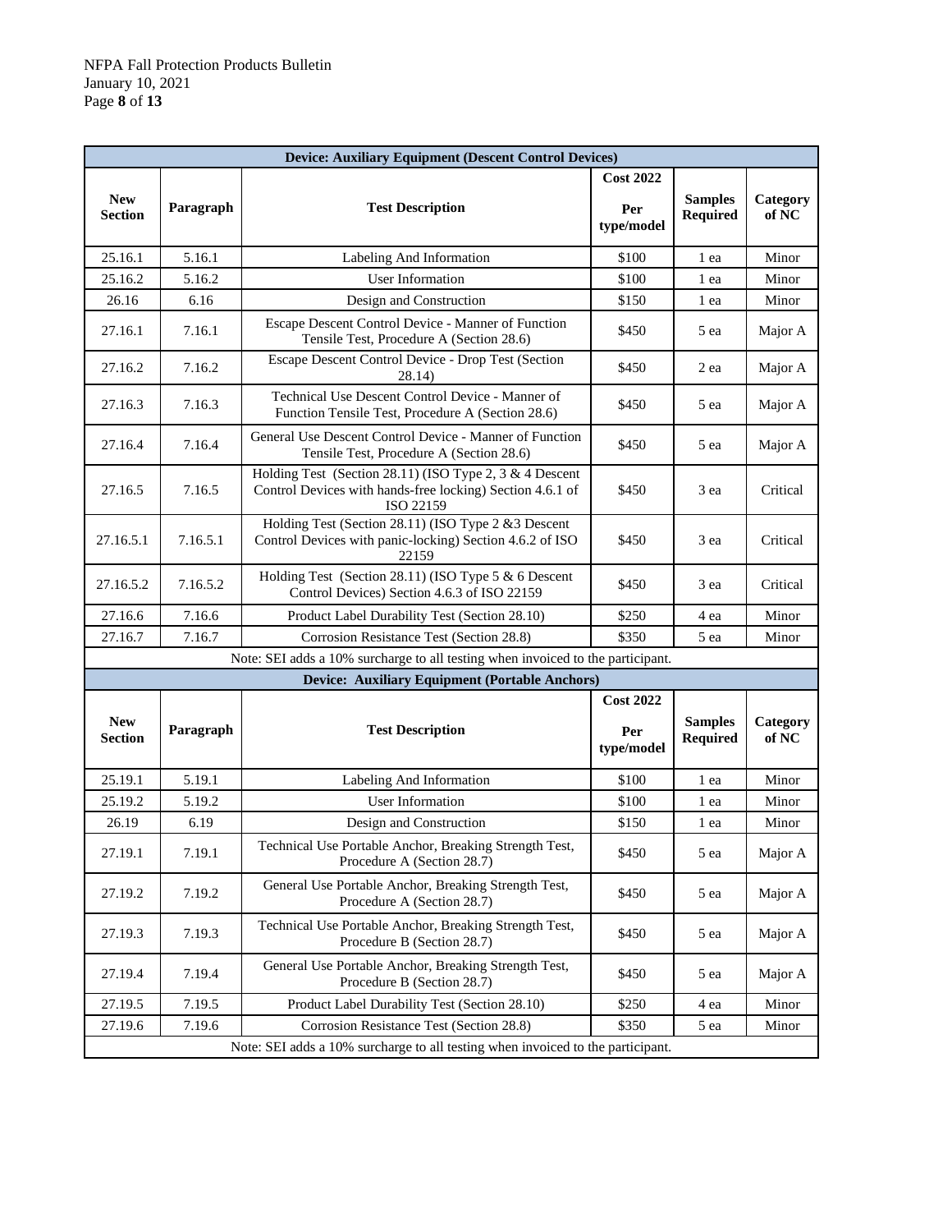| Device: Auxiliary Equipment (Descent Control Devices) | | | | | |
|---|---|---|---|---|---|
| **New Section** | **Paragraph** | **Test Description** | **Cost 2022 Per type/model** | **Samples Required** | **Category of NC** |
| 25.16.1 | 5.16.1 | Labeling And Information | $100 | 1 ea | Minor |
| 25.16.2 | 5.16.2 | User Information | $100 | 1 ea | Minor |
| 26.16 | 6.16 | Design and Construction | $150 | 1 ea | Minor |
| 27.16.1 | 7.16.1 | Escape Descent Control Device - Manner of Function Tensile Test, Procedure A (Section 28.6) | $450 | 5 ea | Major A |
| 27.16.2 | 7.16.2 | Escape Descent Control Device - Drop Test (Section 28.14) | $450 | 2 ea | Major A |
| 27.16.3 | 7.16.3 | Technical Use Descent Control Device - Manner of Function Tensile Test, Procedure A (Section 28.6) | $450 | 5 ea | Major A |
| 27.16.4 | 7.16.4 | General Use Descent Control Device - Manner of Function Tensile Test, Procedure A (Section 28.6) | $450 | 5 ea | Major A |
| 27.16.5 | 7.16.5 | Holding Test (Section 28.11) (ISO Type 2, 3 & 4 Descent Control Devices with hands-free locking) Section 4.6.1 of ISO 22159 | $450 | 3 ea | Critical |
| 27.16.5.1 | 7.16.5.1 | Holding Test (Section 28.11) (ISO Type 2 &3 Descent Control Devices with panic-locking) Section 4.6.2 of ISO 22159 | $450 | 3 ea | Critical |
| 27.16.5.2 | 7.16.5.2 | Holding Test (Section 28.11) (ISO Type 5 & 6 Descent Control Devices) Section 4.6.3 of ISO 22159 | $450 | 3 ea | Critical |
| 27.16.6 | 7.16.6 | Product Label Durability Test (Section 28.10) | $250 | 4 ea | Minor |
| 27.16.7 | 7.16.7 | Corrosion Resistance Test (Section 28.8) | $350 | 5 ea | Minor |
| Note: SEI adds a 10% surcharge to all testing when invoiced to the participant. | | | | | |

| Device: Auxiliary Equipment (Portable Anchors) | | | | | |
|---|---|---|---|---|---|
| **New Section** | **Paragraph** | **Test Description** | **Cost 2022 Per type/model** | **Samples Required** | **Category of NC** |
| 25.19.1 | 5.19.1 | Labeling And Information | $100 | 1 ea | Minor |
| 25.19.2 | 5.19.2 | User Information | $100 | 1 ea | Minor |
| 26.19 | 6.19 | Design and Construction | $150 | 1 ea | Minor |
| 27.19.1 | 7.19.1 | Technical Use Portable Anchor, Breaking Strength Test, Procedure A (Section 28.7) | $450 | 5 ea | Major A |
| 27.19.2 | 7.19.2 | General Use Portable Anchor, Breaking Strength Test, Procedure A (Section 28.7) | $450 | 5 ea | Major A |
| 27.19.3 | 7.19.3 | Technical Use Portable Anchor, Breaking Strength Test, Procedure B (Section 28.7) | $450 | 5 ea | Major A |
| 27.19.4 | 7.19.4 | General Use Portable Anchor, Breaking Strength Test, Procedure B (Section 28.7) | $450 | 5 ea | Major A |
| 27.19.5 | 7.19.5 | Product Label Durability Test (Section 28.10) | $250 | 4 ea | Minor |
| 27.19.6 | 7.19.6 | Corrosion Resistance Test (Section 28.8) | $350 | 5 ea | Minor |
| Note: SEI adds a 10% surcharge to all testing when invoiced to the participant. | | | | | |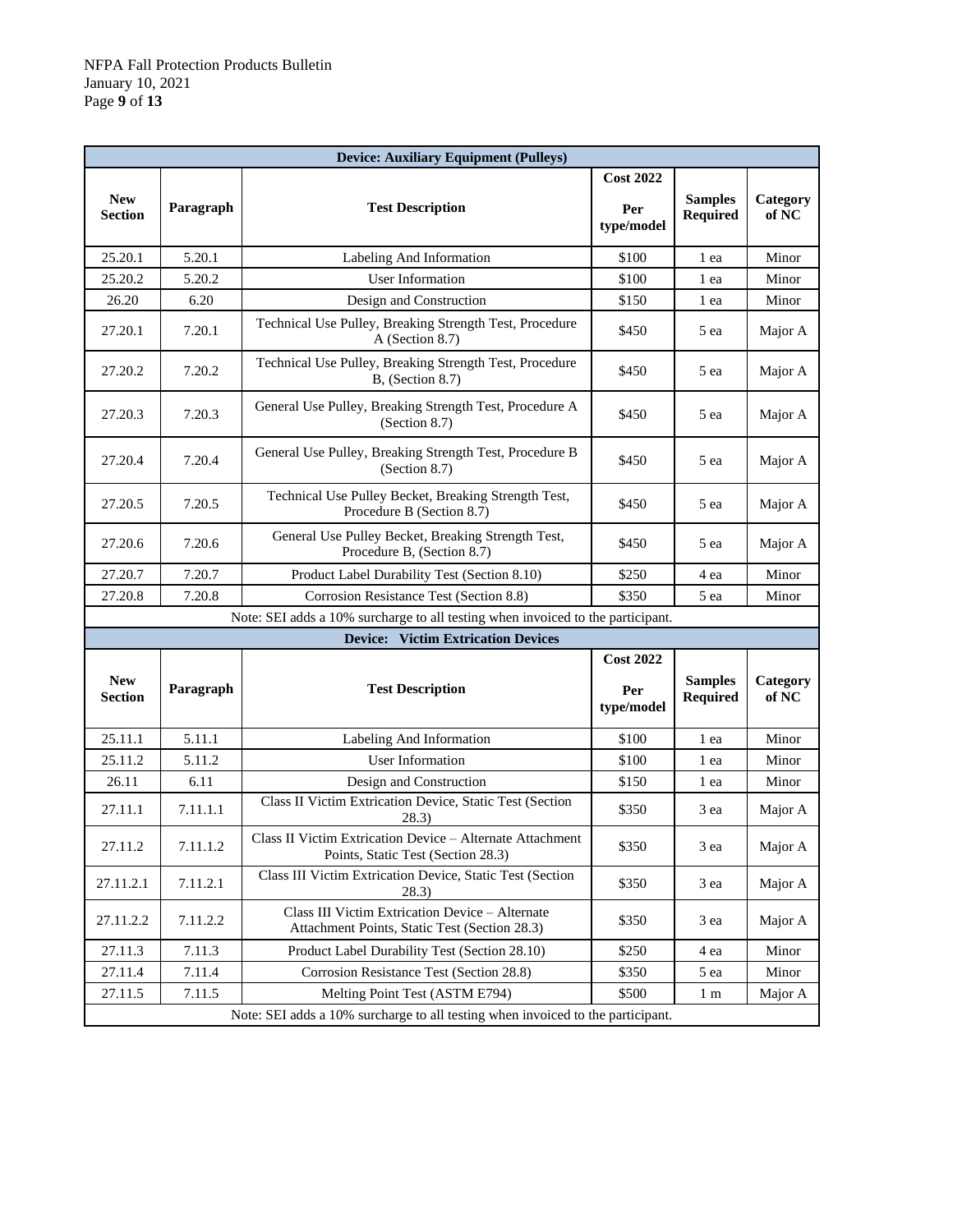| Device: Auxiliary Equipment (Pulleys) | | | | | |
|---|---|---|---|---|---|
| **New Section** | **Paragraph** | **Test Description** | **Cost 2022 Per type/model** | **Samples Required** | **Category of NC** |
| 25.20.1 | 5.20.1 | Labeling And Information | $100 | 1 ea | Minor |
| 25.20.2 | 5.20.2 | User Information | $100 | 1 ea | Minor |
| 26.20 | 6.20 | Design and Construction | $150 | 1 ea | Minor |
| 27.20.1 | 7.20.1 | Technical Use Pulley, Breaking Strength Test, Procedure A (Section 8.7) | $450 | 5 ea | Major A |
| 27.20.2 | 7.20.2 | Technical Use Pulley, Breaking Strength Test, Procedure B, (Section 8.7) | $450 | 5 ea | Major A |
| 27.20.3 | 7.20.3 | General Use Pulley, Breaking Strength Test, Procedure A (Section 8.7) | $450 | 5 ea | Major A |
| 27.20.4 | 7.20.4 | General Use Pulley, Breaking Strength Test, Procedure B (Section 8.7) | $450 | 5 ea | Major A |
| 27.20.5 | 7.20.5 | Technical Use Pulley Becket, Breaking Strength Test, Procedure B (Section 8.7) | $450 | 5 ea | Major A |
| 27.20.6 | 7.20.6 | General Use Pulley Becket, Breaking Strength Test, Procedure B, (Section 8.7) | $450 | 5 ea | Major A |
| 27.20.7 | 7.20.7 | Product Label Durability Test (Section 8.10) | $250 | 4 ea | Minor |
| 27.20.8 | 7.20.8 | Corrosion Resistance Test (Section 8.8) | $350 | 5 ea | Minor |
| Note: SEI adds a 10% surcharge to all testing when invoiced to the participant. | | | | | |

| Device: Victim Extrication Devices | | | | | |
|---|---|---|---|---|---|
| **New Section** | **Paragraph** | **Test Description** | **Cost 2022 Per type/model** | **Samples Required** | **Category of NC** |
| 25.11.1 | 5.11.1 | Labeling And Information | $100 | 1 ea | Minor |
| 25.11.2 | 5.11.2 | User Information | $100 | 1 ea | Minor |
| 26.11 | 6.11 | Design and Construction | $150 | 1 ea | Minor |
| 27.11.1 | 7.11.1.1 | Class II Victim Extrication Device, Static Test (Section 28.3) | $350 | 3 ea | Major A |
| 27.11.2 | 7.11.1.2 | Class II Victim Extrication Device – Alternate Attachment Points, Static Test (Section 28.3) | $350 | 3 ea | Major A |
| 27.11.2.1 | 7.11.2.1 | Class III Victim Extrication Device, Static Test (Section 28.3) | $350 | 3 ea | Major A |
| 27.11.2.2 | 7.11.2.2 | Class III Victim Extrication Device – Alternate Attachment Points, Static Test (Section 28.3) | $350 | 3 ea | Major A |
| 27.11.3 | 7.11.3 | Product Label Durability Test (Section 28.10) | $250 | 4 ea | Minor |
| 27.11.4 | 7.11.4 | Corrosion Resistance Test (Section 28.8) | $350 | 5 ea | Minor |
| 27.11.5 | 7.11.5 | Melting Point Test (ASTM E794) | $500 | 1 m | Major A |
| Note: SEI adds a 10% surcharge to all testing when invoiced to the participant. | | | | | |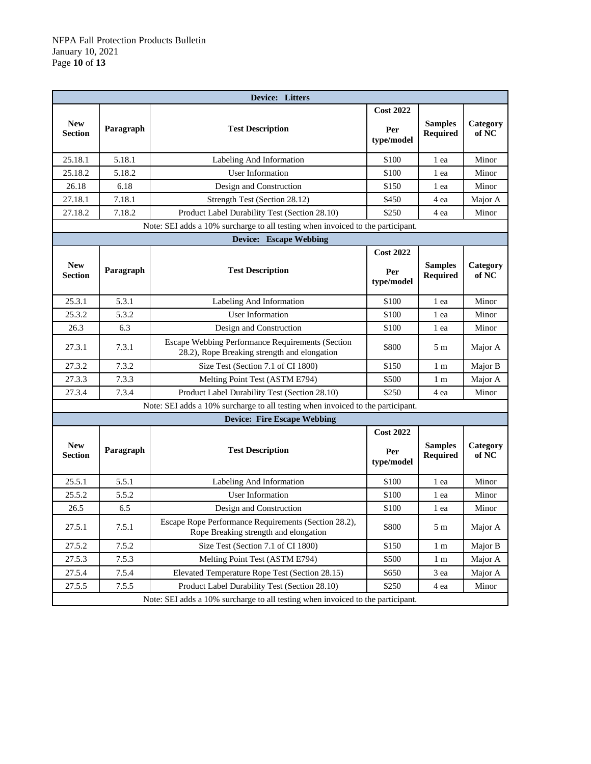| Device: Litters | | | | | |
|---|---|---|---|---|---|
| **New Section** | **Paragraph** | **Test Description** | **Cost 2022 Per type/model** | **Samples Required** | **Category of NC** |
| 25.18.1 | 5.18.1 | Labeling And Information | $100 | 1 ea | Minor |
| 25.18.2 | 5.18.2 | User Information | $100 | 1 ea | Minor |
| 26.18 | 6.18 | Design and Construction | $150 | 1 ea | Minor |
| 27.18.1 | 7.18.1 | Strength Test (Section 28.12) | $450 | 4 ea | Major A |
| 27.18.2 | 7.18.2 | Product Label Durability Test (Section 28.10) | $250 | 4 ea | Minor |
| Note: SEI adds a 10% surcharge to all testing when invoiced to the participant. | | | | | |

| Device: Escape Webbing | | | | | |
|---|---|---|---|---|---|
| **New Section** | **Paragraph** | **Test Description** | **Cost 2022 Per type/model** | **Samples Required** | **Category of NC** |
| 25.3.1 | 5.3.1 | Labeling And Information | $100 | 1 ea | Minor |
| 25.3.2 | 5.3.2 | User Information | $100 | 1 ea | Minor |
| 26.3 | 6.3 | Design and Construction | $100 | 1 ea | Minor |
| 27.3.1 | 7.3.1 | Escape Webbing Performance Requirements (Section 28.2), Rope Breaking strength and elongation | $800 | 5 m | Major A |
| 27.3.2 | 7.3.2 | Size Test (Section 7.1 of CI 1800) | $150 | 1 m | Major B |
| 27.3.3 | 7.3.3 | Melting Point Test (ASTM E794) | $500 | 1 m | Major A |
| 27.3.4 | 7.3.4 | Product Label Durability Test (Section 28.10) | $250 | 4 ea | Minor |
| Note: SEI adds a 10% surcharge to all testing when invoiced to the participant. | | | | | |

| Device: Fire Escape Webbing | | | | | |
|---|---|---|---|---|---|
| **New Section** | **Paragraph** | **Test Description** | **Cost 2022 Per type/model** | **Samples Required** | **Category of NC** |
| 25.5.1 | 5.5.1 | Labeling And Information | $100 | 1 ea | Minor |
| 25.5.2 | 5.5.2 | User Information | $100 | 1 ea | Minor |
| 26.5 | 6.5 | Design and Construction | $100 | 1 ea | Minor |
| 27.5.1 | 7.5.1 | Escape Rope Performance Requirements (Section 28.2), Rope Breaking strength and elongation | $800 | 5 m | Major A |
| 27.5.2 | 7.5.2 | Size Test (Section 7.1 of CI 1800) | $150 | 1 m | Major B |
| 27.5.3 | 7.5.3 | Melting Point Test (ASTM E794) | $500 | 1 m | Major A |
| 27.5.4 | 7.5.4 | Elevated Temperature Rope Test (Section 28.15) | $650 | 3 ea | Major A |
| 27.5.5 | 7.5.5 | Product Label Durability Test (Section 28.10) | $250 | 4 ea | Minor |
| Note: SEI adds a 10% surcharge to all testing when invoiced to the participant. | | | | | |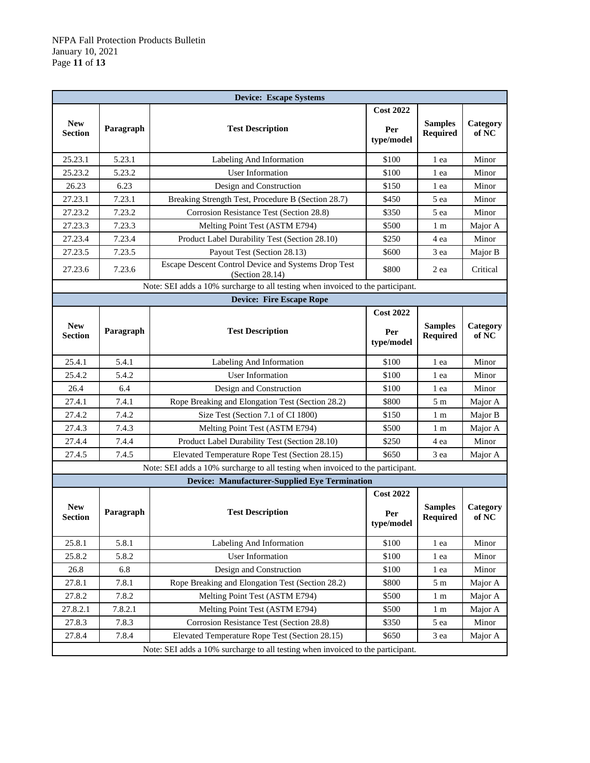| Device: Escape Systems | | | | | |
|---|---|---|---|---|---|
| **New Section** | **Paragraph** | **Test Description** | **Cost 2022 Per type/model** | **Samples Required** | **Category of NC** |
| 25.23.1 | 5.23.1 | Labeling And Information | $100 | 1 ea | Minor |
| 25.23.2 | 5.23.2 | User Information | $100 | 1 ea | Minor |
| 26.23 | 6.23 | Design and Construction | $150 | 1 ea | Minor |
| 27.23.1 | 7.23.1 | Breaking Strength Test, Procedure B (Section 28.7) | $450 | 5 ea | Minor |
| 27.23.2 | 7.23.2 | Corrosion Resistance Test (Section 28.8) | $350 | 5 ea | Minor |
| 27.23.3 | 7.23.3 | Melting Point Test (ASTM E794) | $500 | 1 m | Major A |
| 27.23.4 | 7.23.4 | Product Label Durability Test (Section 28.10) | $250 | 4 ea | Minor |
| 27.23.5 | 7.23.5 | Payout Test (Section 28.13) | $600 | 3 ea | Major B |
| 27.23.6 | 7.23.6 | Escape Descent Control Device and Systems Drop Test (Section 28.14) | $800 | 2 ea | Critical |
| Note: SEI adds a 10% surcharge to all testing when invoiced to the participant. | | | | | |

| Device: Fire Escape Rope | | | | | |
|---|---|---|---|---|---|
| **New Section** | **Paragraph** | **Test Description** | **Cost 2022 Per type/model** | **Samples Required** | **Category of NC** |
| 25.4.1 | 5.4.1 | Labeling And Information | $100 | 1 ea | Minor |
| 25.4.2 | 5.4.2 | User Information | $100 | 1 ea | Minor |
| 26.4 | 6.4 | Design and Construction | $100 | 1 ea | Minor |
| 27.4.1 | 7.4.1 | Rope Breaking and Elongation Test (Section 28.2) | $800 | 5 m | Major A |
| 27.4.2 | 7.4.2 | Size Test (Section 7.1 of CI 1800) | $150 | 1 m | Major B |
| 27.4.3 | 7.4.3 | Melting Point Test (ASTM E794) | $500 | 1 m | Major A |
| 27.4.4 | 7.4.4 | Product Label Durability Test (Section 28.10) | $250 | 4 ea | Minor |
| 27.4.5 | 7.4.5 | Elevated Temperature Rope Test (Section 28.15) | $650 | 3 ea | Major A |
| Note: SEI adds a 10% surcharge to all testing when invoiced to the participant. | | | | | |

| Device: Manufacturer-Supplied Eye Termination | | | | | |
|---|---|---|---|---|---|
| **New Section** | **Paragraph** | **Test Description** | **Cost 2022 Per type/model** | **Samples Required** | **Category of NC** |
| 25.8.1 | 5.8.1 | Labeling And Information | $100 | 1 ea | Minor |
| 25.8.2 | 5.8.2 | User Information | $100 | 1 ea | Minor |
| 26.8 | 6.8 | Design and Construction | $100 | 1 ea | Minor |
| 27.8.1 | 7.8.1 | Rope Breaking and Elongation Test (Section 28.2) | $800 | 5 m | Major A |
| 27.8.2 | 7.8.2 | Melting Point Test (ASTM E794) | $500 | 1 m | Major A |
| 27.8.2.1 | 7.8.2.1 | Melting Point Test (ASTM E794) | $500 | 1 m | Major A |
| 27.8.3 | 7.8.3 | Corrosion Resistance Test (Section 28.8) | $350 | 5 ea | Minor |
| 27.8.4 | 7.8.4 | Elevated Temperature Rope Test (Section 28.15) | $650 | 3 ea | Major A |
| Note: SEI adds a 10% surcharge to all testing when invoiced to the participant. | | | | | |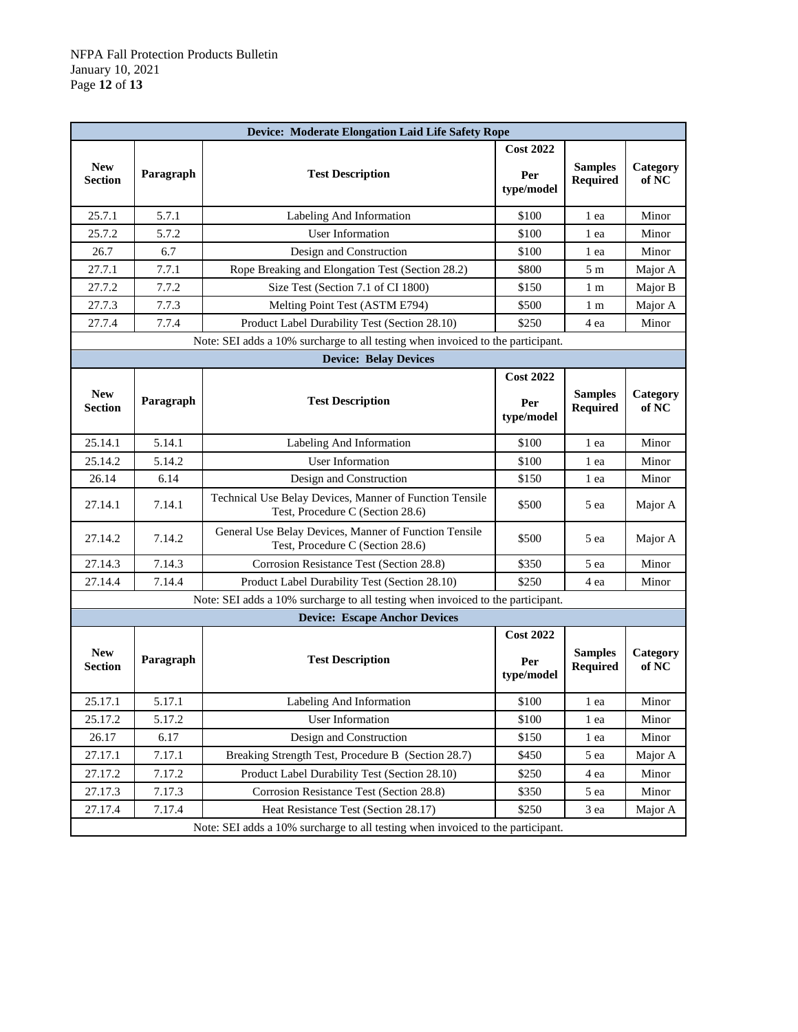| Device: Moderate Elongation Laid Life Safety Rope | | | | | |
|---|---|---|---|---|---|
| **New Section** | **Paragraph** | **Test Description** | **Cost 2022 Per type/model** | **Samples Required** | **Category of NC** |
| 25.7.1 | 5.7.1 | Labeling And Information | $100 | 1 ea | Minor |
| 25.7.2 | 5.7.2 | User Information | $100 | 1 ea | Minor |
| 26.7 | 6.7 | Design and Construction | $100 | 1 ea | Minor |
| 27.7.1 | 7.7.1 | Rope Breaking and Elongation Test (Section 28.2) | $800 | 5 m | Major A |
| 27.7.2 | 7.7.2 | Size Test (Section 7.1 of CI 1800) | $150 | 1 m | Major B |
| 27.7.3 | 7.7.3 | Melting Point Test (ASTM E794) | $500 | 1 m | Major A |
| 27.7.4 | 7.7.4 | Product Label Durability Test (Section 28.10) | $250 | 4 ea | Minor |
| Note: SEI adds a 10% surcharge to all testing when invoiced to the participant. | | | | | |

| Device: Belay Devices | | | | | |
|---|---|---|---|---|---|
| **New Section** | **Paragraph** | **Test Description** | **Cost 2022 Per type/model** | **Samples Required** | **Category of NC** |
| 25.14.1 | 5.14.1 | Labeling And Information | $100 | 1 ea | Minor |
| 25.14.2 | 5.14.2 | User Information | $100 | 1 ea | Minor |
| 26.14 | 6.14 | Design and Construction | $150 | 1 ea | Minor |
| 27.14.1 | 7.14.1 | Technical Use Belay Devices, Manner of Function Tensile Test, Procedure C (Section 28.6) | $500 | 5 ea | Major A |
| 27.14.2 | 7.14.2 | General Use Belay Devices, Manner of Function Tensile Test, Procedure C (Section 28.6) | $500 | 5 ea | Major A |
| 27.14.3 | 7.14.3 | Corrosion Resistance Test (Section 28.8) | $350 | 5 ea | Minor |
| 27.14.4 | 7.14.4 | Product Label Durability Test (Section 28.10) | $250 | 4 ea | Minor |
| Note: SEI adds a 10% surcharge to all testing when invoiced to the participant. | | | | | |

| Device: Escape Anchor Devices | | | | | |
|---|---|---|---|---|---|
| **New Section** | **Paragraph** | **Test Description** | **Cost 2022 Per type/model** | **Samples Required** | **Category of NC** |
| 25.17.1 | 5.17.1 | Labeling And Information | $100 | 1 ea | Minor |
| 25.17.2 | 5.17.2 | User Information | $100 | 1 ea | Minor |
| 26.17 | 6.17 | Design and Construction | $150 | 1 ea | Minor |
| 27.17.1 | 7.17.1 | Breaking Strength Test, Procedure B (Section 28.7) | $450 | 5 ea | Major A |
| 27.17.2 | 7.17.2 | Product Label Durability Test (Section 28.10) | $250 | 4 ea | Minor |
| 27.17.3 | 7.17.3 | Corrosion Resistance Test (Section 28.8) | $350 | 5 ea | Minor |
| 27.17.4 | 7.17.4 | Heat Resistance Test (Section 28.17) | $250 | 3 ea | Major A |
| Note: SEI adds a 10% surcharge to all testing when invoiced to the participant. | | | | | |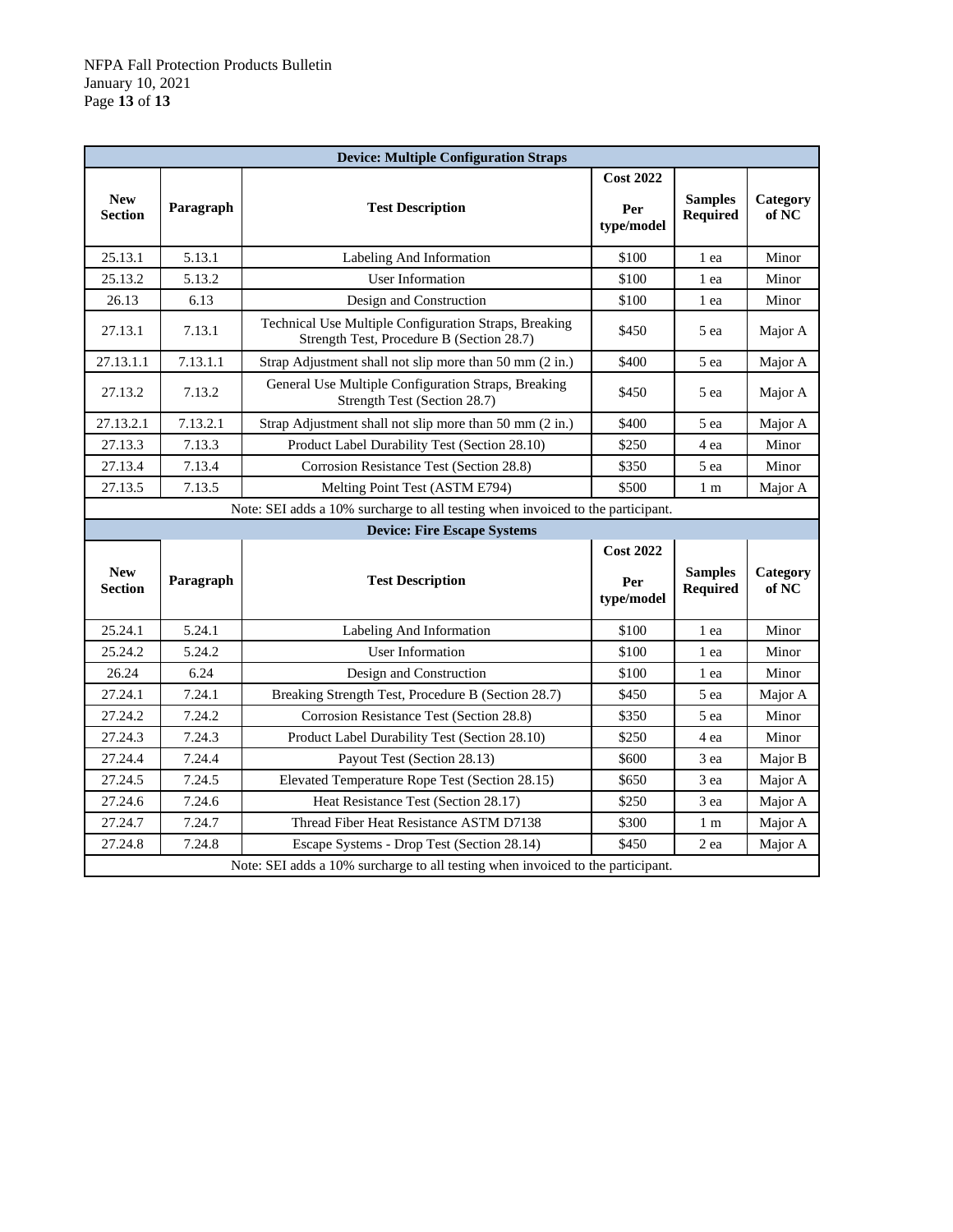| Device: Multiple Configuration Straps | | | | | |
|---|---|---|---|---|---|
| **New Section** | **Paragraph** | **Test Description** | **Cost 2022 Per type/model** | **Samples Required** | **Category of NC** |
| 25.13.1 | 5.13.1 | Labeling And Information | $100 | 1 ea | Minor |
| 25.13.2 | 5.13.2 | User Information | $100 | 1 ea | Minor |
| 26.13 | 6.13 | Design and Construction | $100 | 1 ea | Minor |
| 27.13.1 | 7.13.1 | Technical Use Multiple Configuration Straps, Breaking Strength Test, Procedure B (Section 28.7) | $450 | 5 ea | Major A |
| 27.13.1.1 | 7.13.1.1 | Strap Adjustment shall not slip more than 50 mm (2 in.) | $400 | 5 ea | Major A |
| 27.13.2 | 7.13.2 | General Use Multiple Configuration Straps, Breaking Strength Test (Section 28.7) | $450 | 5 ea | Major A |
| 27.13.2.1 | 7.13.2.1 | Strap Adjustment shall not slip more than 50 mm (2 in.) | $400 | 5 ea | Major A |
| 27.13.3 | 7.13.3 | Product Label Durability Test (Section 28.10) | $250 | 4 ea | Minor |
| 27.13.4 | 7.13.4 | Corrosion Resistance Test (Section 28.8) | $350 | 5 ea | Minor |
| 27.13.5 | 7.13.5 | Melting Point Test (ASTM E794) | $500 | 1 m | Major A |
| Note: SEI adds a 10% surcharge to all testing when invoiced to the participant. | | | | | |

| Device: Fire Escape Systems | | | | | |
|---|---|---|---|---|---|
| **New Section** | **Paragraph** | **Test Description** | **Cost 2022 Per type/model** | **Samples Required** | **Category of NC** |
| 25.24.1 | 5.24.1 | Labeling And Information | $100 | 1 ea | Minor |
| 25.24.2 | 5.24.2 | User Information | $100 | 1 ea | Minor |
| 26.24 | 6.24 | Design and Construction | $100 | 1 ea | Minor |
| 27.24.1 | 7.24.1 | Breaking Strength Test, Procedure B (Section 28.7) | $450 | 5 ea | Major A |
| 27.24.2 | 7.24.2 | Corrosion Resistance Test (Section 28.8) | $350 | 5 ea | Minor |
| 27.24.3 | 7.24.3 | Product Label Durability Test (Section 28.10) | $250 | 4 ea | Minor |
| 27.24.4 | 7.24.4 | Payout Test (Section 28.13) | $600 | 3 ea | Major B |
| 27.24.5 | 7.24.5 | Elevated Temperature Rope Test (Section 28.15) | $650 | 3 ea | Major A |
| 27.24.6 | 7.24.6 | Heat Resistance Test (Section 28.17) | $250 | 3 ea | Major A |
| 27.24.7 | 7.24.7 | Thread Fiber Heat Resistance ASTM D7138 | $300 | 1 m | Major A |
| 27.24.8 | 7.24.8 | Escape Systems - Drop Test (Section 28.14) | $450 | 2 ea | Major A |
| Note: SEI adds a 10% surcharge to all testing when invoiced to the participant. | | | | | |